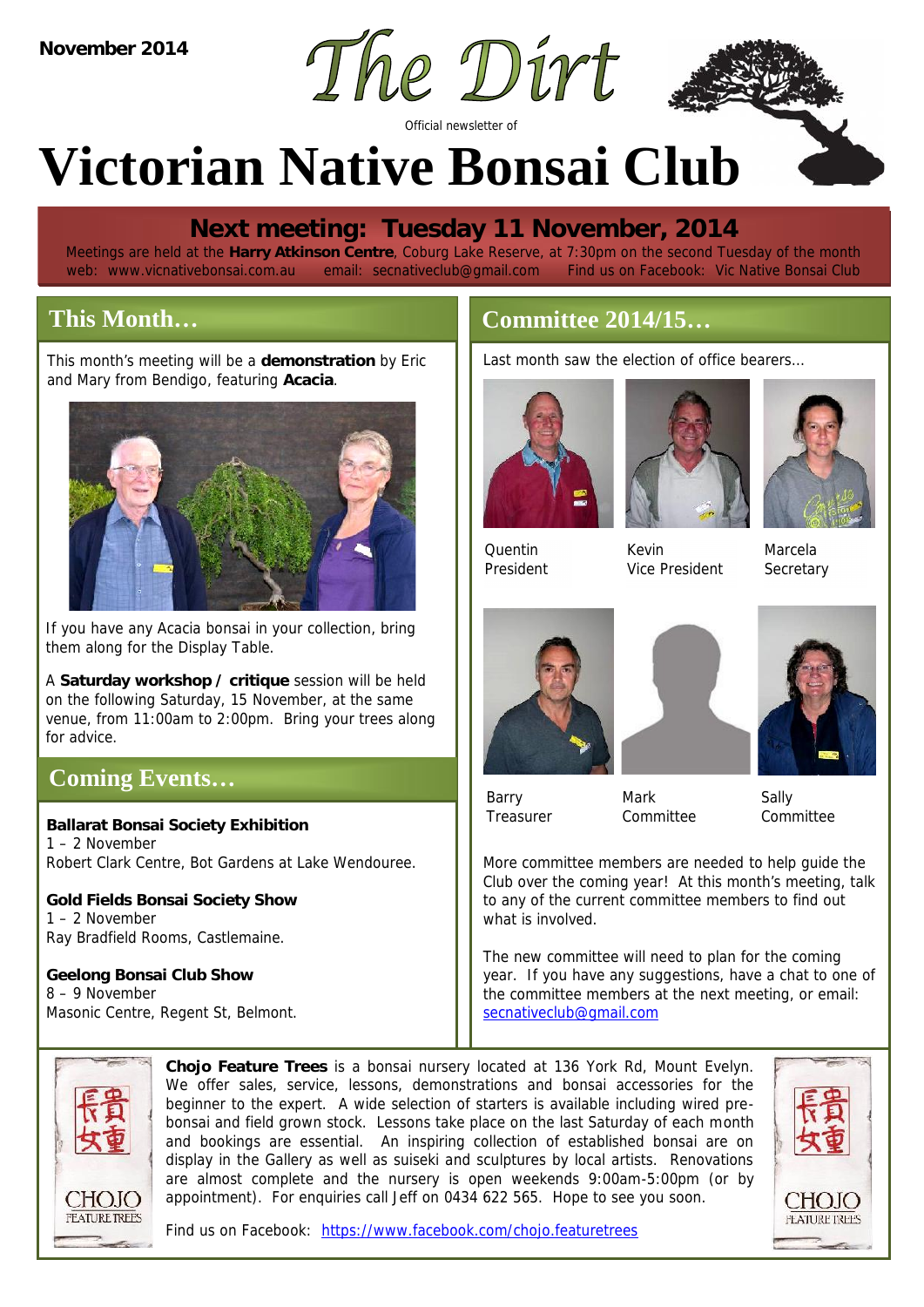November 2014

# The Dirt

Official newsletter of

# Victorian Native Bonsai Club

## Next meeting: Tuesday 11 November, 2014

Meetings are held at the **Harry Atkinson Centre**, Coburg Lake Reserve, at 7:30pm on the second Tuesday of the month

web: www.vicnativebonsai.com.au email: secnativeclub@gmail.com Find us on Facebook: Vic Native Bonsai Club

## This Month…

This month's meeting will be a **demonstration** by Eric and Mary from Bendigo, featuring **Acacia**.

If you have any Acacia bonsai in your collection, bring them along for the Display Table.

A **Saturday workshop / critique** session will be held on the following Saturday, 15 November, at the same venue, from 11:00am to 2:00pm. Bring your trees along for advice.

## Coming Events…

**Ballarat Bonsai Society Exhibition**
1 – 2 November
Robert Clark Centre, Bot Gardens at Lake Wendouree.

**Gold Fields Bonsai Society Show**
1 – 2 November
Ray Bradfield Rooms, Castlemaine.

**Geelong Bonsai Club Show**
8 – 9 November
Masonic Centre, Regent St, Belmont.

## Committee 2014/15…

Last month saw the election of office bearers…

Quentin
President

Kevin
Vice President

Marcela
Secretary

Barry
Treasurer

Mark
Committee

Sally
Committee

More committee members are needed to help guide the Club over the coming year! At this month's meeting, talk to any of the current committee members to find out what is involved.

The new committee will need to plan for the coming year. If you have any suggestions, have a chat to one of the committee members at the next meeting, or email: secnativeclub@gmail.com

---

**Chojo Feature Trees** is a bonsai nursery located at 136 York Rd, Mount Evelyn. We offer sales, service, lessons, demonstrations and bonsai accessories for the beginner to the expert. A wide selection of starters is available including wired pre-bonsai and field grown stock. Lessons take place on the last Saturday of each month and bookings are essential. An inspiring collection of established bonsai are on display in the Gallery as well as suiseki and sculptures by local artists. Renovations are almost complete and the nursery is open weekends 9:00am-5:00pm (or by appointment). For enquiries call Jeff on 0434 622 565. Hope to see you soon.

Find us on Facebook: https://www.facebook.com/chojo.featuretrees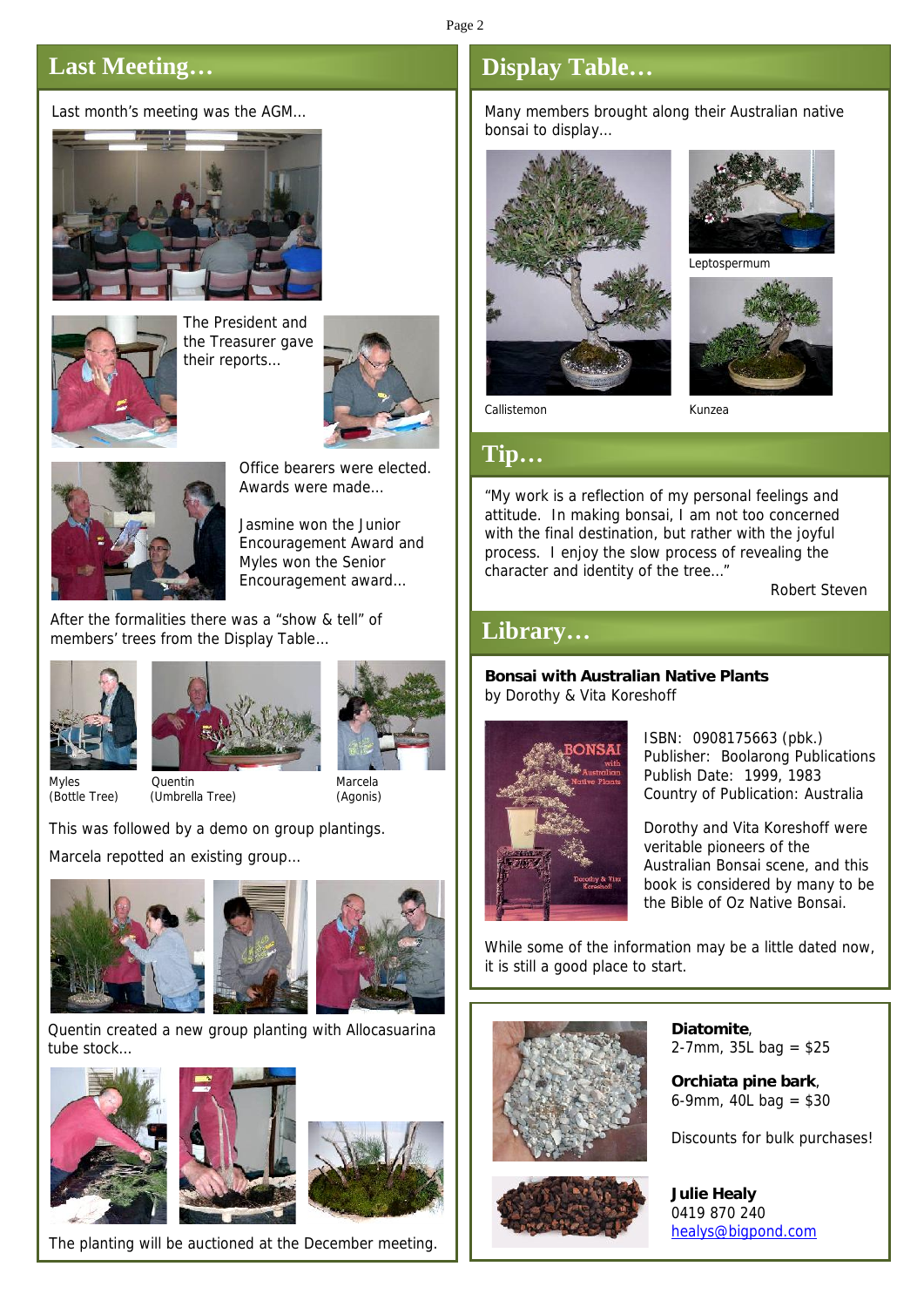## Last Meeting…

Last month's meeting was the AGM…

The President and the Treasurer gave their reports…

Office bearers were elected. Awards were made…

Jasmine won the Junior Encouragement Award and Myles won the Senior Encouragement award…

After the formalities there was a "show & tell" of members' trees from the Display Table…

Myles (Bottle Tree)

Quentin (Umbrella Tree)

Marcela (Agonis)

This was followed by a demo on group plantings.

Marcela repotted an existing group…

Quentin created a new group planting with Allocasuarina tube stock…

The planting will be auctioned at the December meeting.

## Display Table…

Many members brought along their Australian native bonsai to display…

Callistemon

Leptospermum

Kunzea

## Tip…

"My work is a reflection of my personal feelings and attitude. In making bonsai, I am not too concerned with the final destination, but rather with the joyful process. I enjoy the slow process of revealing the character and identity of the tree…"

Robert Steven

## Library…

**Bonsai with Australian Native Plants**
by Dorothy & Vita Koreshoff

ISBN: 0908175663 (pbk.)
Publisher: Boolarong Publications
Publish Date: 1999, 1983
Country of Publication: Australia

Dorothy and Vita Koreshoff were veritable pioneers of the Australian Bonsai scene, and this book is considered by many to be the Bible of Oz Native Bonsai.

While some of the information may be a little dated now, it is still a good place to start.

**Diatomite**, 2-7mm, 35L bag = $25

**Orchiata pine bark**, 6-9mm, 40L bag = $30

Discounts for bulk purchases!

**Julie Healy**
0419 870 240
healys@bigpond.com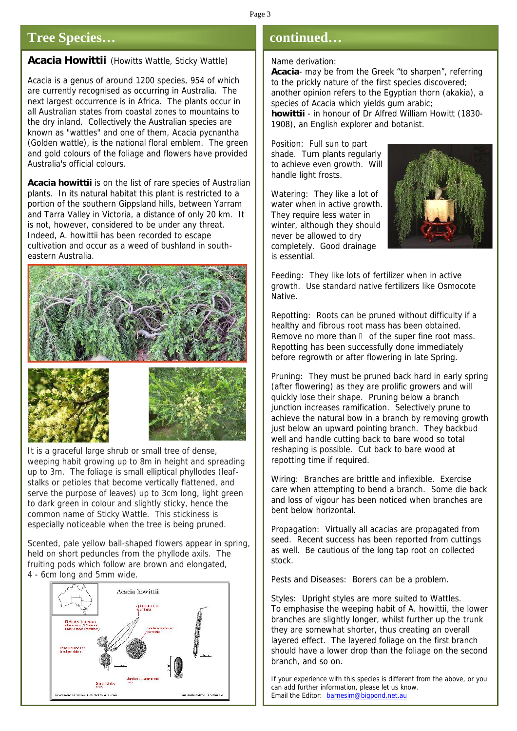## Tree Species…

### Acacia Howittii (Howitts Wattle, Sticky Wattle)

Acacia is a genus of around 1200 species, 954 of which are currently recognised as occurring in Australia. The next largest occurrence is in Africa. The plants occur in all Australian states from coastal zones to mountains to the dry inland. Collectively the Australian species are known as "wattles" and one of them, Acacia pycnantha (Golden wattle), is the national floral emblem. The green and gold colours of the foliage and flowers have provided Australia's official colours.

**Acacia howittii** is on the list of rare species of Australian plants. In its natural habitat this plant is restricted to a portion of the southern Gippsland hills, between Yarram and Tarra Valley in Victoria, a distance of only 20 km. It is not, however, considered to be under any threat. Indeed, A. howittii has been recorded to escape cultivation and occur as a weed of bushland in south-eastern Australia.

It is a graceful large shrub or small tree of dense, weeping habit growing up to 8m in height and spreading up to 3m. The foliage is small elliptical phyllodes (leaf-stalks or petioles that become vertically flattened, and serve the purpose of leaves) up to 3cm long, light green to dark green in colour and slightly sticky, hence the common name of Sticky Wattle. This stickiness is especially noticeable when the tree is being pruned.

Scented, pale yellow ball-shaped flowers appear in spring, held on short peduncles from the phyllode axils. The fruiting pods which follow are brown and elongated, 4 - 6cm long and 5mm wide.

## continued…

Name derivation:
**Acacia**- may be from the Greek "to sharpen", referring to the prickly nature of the first species discovered; another opinion refers to the Egyptian thorn (akakia), a species of Acacia which yields gum arabic;
**howittii** - in honour of Dr Alfred William Howitt (1830-1908), an English explorer and botanist.

Position: Full sun to part shade. Turn plants regularly to achieve even growth. Will handle light frosts.

Watering: They like a lot of water when in active growth. They require less water in winter, although they should never be allowed to dry completely. Good drainage is essential.

Feeding: They like lots of fertilizer when in active growth. Use standard native fertilizers like Osmocote Native.

Repotting: Roots can be pruned without difficulty if a healthy and fibrous root mass has been obtained. Remove no more than  of the super fine root mass. Repotting has been successfully done immediately before regrowth or after flowering in late Spring.

Pruning: They must be pruned back hard in early spring (after flowering) as they are prolific growers and will quickly lose their shape. Pruning below a branch junction increases ramification. Selectively prune to achieve the natural bow in a branch by removing growth just below an upward pointing branch. They backbud well and handle cutting back to bare wood so total reshaping is possible. Cut back to bare wood at repotting time if required.

Wiring: Branches are brittle and inflexible. Exercise care when attempting to bend a branch. Some die back and loss of vigour has been noticed when branches are bent below horizontal.

Propagation: Virtually all acacias are propagated from seed. Recent success has been reported from cuttings as well. Be cautious of the long tap root on collected stock.

Pests and Diseases: Borers can be a problem.

Styles: Upright styles are more suited to Wattles.
To emphasise the weeping habit of A. howittii, the lower branches are slightly longer, whilst further up the trunk they are somewhat shorter, thus creating an overall layered effect. The layered foliage on the first branch should have a lower drop than the foliage on the second branch, and so on.

If your experience with this species is different from the above, or you can add further information, please let us know.
Email the Editor: barnesim@bigpond.net.au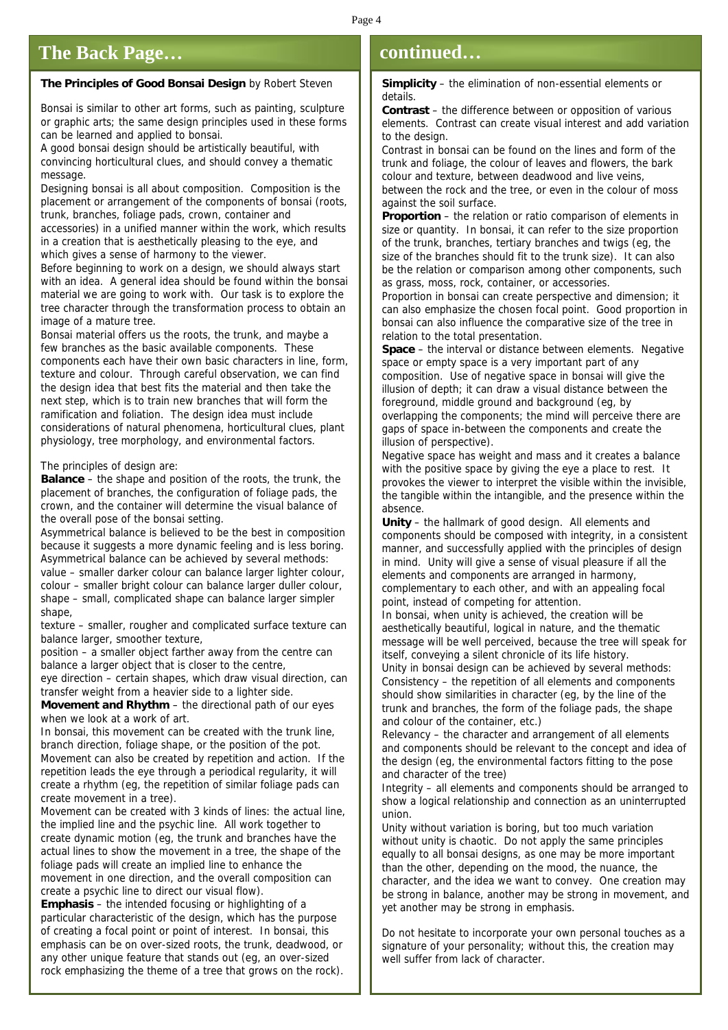# The Back Page…

**The Principles of Good Bonsai Design** by Robert Steven

Bonsai is similar to other art forms, such as painting, sculpture or graphic arts; the same design principles used in these forms can be learned and applied to bonsai.

A good bonsai design should be artistically beautiful, with convincing horticultural clues, and should convey a thematic message.

Designing bonsai is all about composition. Composition is the placement or arrangement of the components of bonsai (roots, trunk, branches, foliage pads, crown, container and accessories) in a unified manner within the work, which results in a creation that is aesthetically pleasing to the eye, and which gives a sense of harmony to the viewer.

Before beginning to work on a design, we should always start with an idea. A general idea should be found within the bonsai material we are going to work with. Our task is to explore the tree character through the transformation process to obtain an image of a mature tree.

Bonsai material offers us the roots, the trunk, and maybe a few branches as the basic available components. These components each have their own basic characters in line, form, texture and colour. Through careful observation, we can find the design idea that best fits the material and then take the next step, which is to train new branches that will form the ramification and foliation. The design idea must include considerations of natural phenomena, horticultural clues, plant physiology, tree morphology, and environmental factors.

The principles of design are:

**Balance** – the shape and position of the roots, the trunk, the placement of branches, the configuration of foliage pads, the crown, and the container will determine the visual balance of the overall pose of the bonsai setting.

Asymmetrical balance is believed to be the best in composition because it suggests a more dynamic feeling and is less boring. Asymmetrical balance can be achieved by several methods:

value – smaller darker colour can balance larger lighter colour,

colour – smaller bright colour can balance larger duller colour,

shape – small, complicated shape can balance larger simpler shape,

texture – smaller, rougher and complicated surface texture can balance larger, smoother texture,

position – a smaller object farther away from the centre can balance a larger object that is closer to the centre,

eye direction – certain shapes, which draw visual direction, can transfer weight from a heavier side to a lighter side.

**Movement and Rhythm** – the directional path of our eyes when we look at a work of art.

In bonsai, this movement can be created with the trunk line, branch direction, foliage shape, or the position of the pot.

Movement can also be created by repetition and action. If the repetition leads the eye through a periodical regularity, it will create a rhythm (eg, the repetition of similar foliage pads can create movement in a tree).

Movement can be created with 3 kinds of lines: the actual line, the implied line and the psychic line. All work together to create dynamic motion (eg, the trunk and branches have the actual lines to show the movement in a tree, the shape of the foliage pads will create an implied line to enhance the movement in one direction, and the overall composition can create a psychic line to direct our visual flow).

**Emphasis** – the intended focusing or highlighting of a particular characteristic of the design, which has the purpose of creating a focal point or point of interest. In bonsai, this emphasis can be on over-sized roots, the trunk, deadwood, or any other unique feature that stands out (eg, an over-sized rock emphasizing the theme of a tree that grows on the rock).

# continued…

**Simplicity** – the elimination of non-essential elements or details.

**Contrast** – the difference between or opposition of various elements. Contrast can create visual interest and add variation to the design.

Contrast in bonsai can be found on the lines and form of the trunk and foliage, the colour of leaves and flowers, the bark colour and texture, between deadwood and live veins, between the rock and the tree, or even in the colour of moss against the soil surface.

**Proportion** – the relation or ratio comparison of elements in size or quantity. In bonsai, it can refer to the size proportion of the trunk, branches, tertiary branches and twigs (eg, the size of the branches should fit to the trunk size). It can also be the relation or comparison among other components, such as grass, moss, rock, container, or accessories.

Proportion in bonsai can create perspective and dimension; it can also emphasize the chosen focal point. Good proportion in bonsai can also influence the comparative size of the tree in relation to the total presentation.

**Space** – the interval or distance between elements. Negative space or empty space is a very important part of any composition. Use of negative space in bonsai will give the illusion of depth; it can draw a visual distance between the foreground, middle ground and background (eg, by overlapping the components; the mind will perceive there are gaps of space in-between the components and create the illusion of perspective).

Negative space has weight and mass and it creates a balance with the positive space by giving the eye a place to rest. It provokes the viewer to interpret the visible within the invisible, the tangible within the intangible, and the presence within the absence.

**Unity** – the hallmark of good design. All elements and components should be composed with integrity, in a consistent manner, and successfully applied with the principles of design in mind. Unity will give a sense of visual pleasure if all the elements and components are arranged in harmony, complementary to each other, and with an appealing focal point, instead of competing for attention.

In bonsai, when unity is achieved, the creation will be aesthetically beautiful, logical in nature, and the thematic message will be well perceived, because the tree will speak for itself, conveying a silent chronicle of its life history.

Unity in bonsai design can be achieved by several methods:

Consistency – the repetition of all elements and components should show similarities in character (eg, by the line of the trunk and branches, the form of the foliage pads, the shape and colour of the container, etc.)

Relevancy – the character and arrangement of all elements and components should be relevant to the concept and idea of the design (eg, the environmental factors fitting to the pose and character of the tree)

Integrity – all elements and components should be arranged to show a logical relationship and connection as an uninterrupted union.

Unity without variation is boring, but too much variation without unity is chaotic. Do not apply the same principles equally to all bonsai designs, as one may be more important than the other, depending on the mood, the nuance, the character, and the idea we want to convey. One creation may be strong in balance, another may be strong in movement, and yet another may be strong in emphasis.

Do not hesitate to incorporate your own personal touches as a signature of your personality; without this, the creation may well suffer from lack of character.